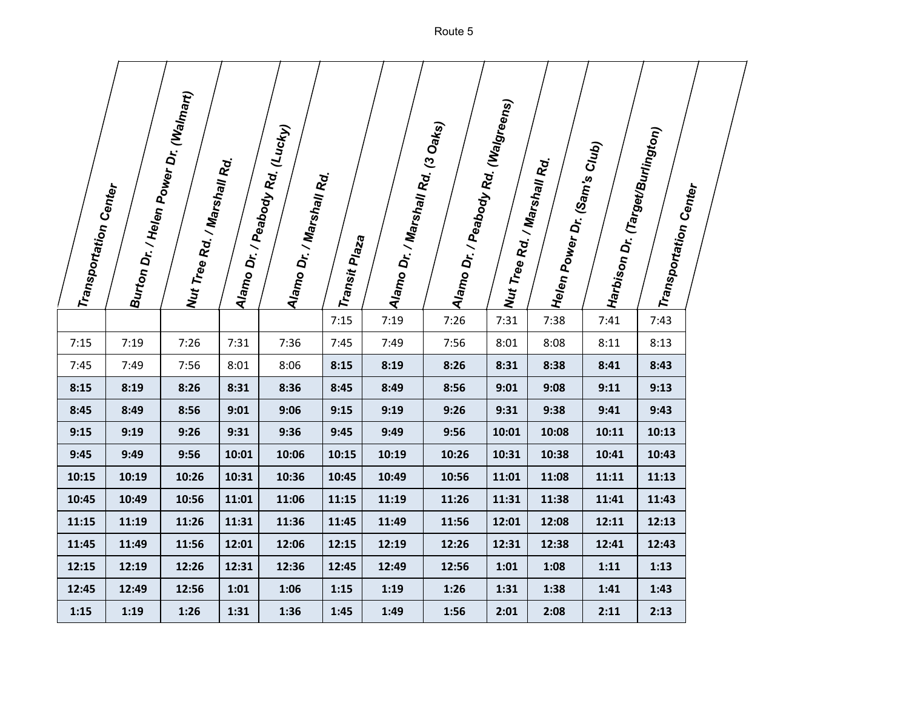Route 5

| Transportation Center | Burton Dr. / Helen Power Dr. (Walmart) | Nut Tree Rd. / Marshall Rd. | Alamo Dr. / Peabody Rd. (Lucky) | Alamo Dr. / Marshall Rd. | Transit Plaza | Alamo Dr. / Marshall Rd. (3 Oaks) | Alamo Dr. / Peabody Rd. (Walgreens) | Nut Tree Rd. / Marshall Rd. | Helen Power Dr. (Sam's Club) | Harbison Dr. (Target/Burlington) | Transportation Center |
|---|---|---|---|---|---|---|---|---|---|---|---|
| | | | | | 7:15 | 7:19 | 7:26 | 7:31 | 7:38 | 7:41 | 7:43 |
| 7:15 | 7:19 | 7:26 | 7:31 | 7:36 | 7:45 | 7:49 | 7:56 | 8:01 | 8:08 | 8:11 | 8:13 |
| 7:45 | 7:49 | 7:56 | 8:01 | 8:06 | **8:15** | **8:19** | **8:26** | **8:31** | **8:38** | **8:41** | **8:43** |
| **8:15** | **8:19** | **8:26** | **8:31** | **8:36** | **8:45** | **8:49** | **8:56** | **9:01** | **9:08** | **9:11** | **9:13** |
| **8:45** | **8:49** | **8:56** | **9:01** | **9:06** | **9:15** | **9:19** | **9:26** | **9:31** | **9:38** | **9:41** | **9:43** |
| **9:15** | **9:19** | **9:26** | **9:31** | **9:36** | **9:45** | **9:49** | **9:56** | **10:01** | **10:08** | **10:11** | **10:13** |
| **9:45** | **9:49** | **9:56** | **10:01** | **10:06** | **10:15** | **10:19** | **10:26** | **10:31** | **10:38** | **10:41** | **10:43** |
| **10:15** | **10:19** | **10:26** | **10:31** | **10:36** | **10:45** | **10:49** | **10:56** | **11:01** | **11:08** | **11:11** | **11:13** |
| **10:45** | **10:49** | **10:56** | **11:01** | **11:06** | **11:15** | **11:19** | **11:26** | **11:31** | **11:38** | **11:41** | **11:43** |
| **11:15** | **11:19** | **11:26** | **11:31** | **11:36** | **11:45** | **11:49** | **11:56** | **12:01** | **12:08** | **12:11** | **12:13** |
| **11:45** | **11:49** | **11:56** | **12:01** | **12:06** | **12:15** | **12:19** | **12:26** | **12:31** | **12:38** | **12:41** | **12:43** |
| **12:15** | **12:19** | **12:26** | **12:31** | **12:36** | **12:45** | **12:49** | **12:56** | **1:01** | **1:08** | **1:11** | **1:13** |
| **12:45** | **12:49** | **12:56** | **1:01** | **1:06** | **1:15** | **1:19** | **1:26** | **1:31** | **1:38** | **1:41** | **1:43** |
| **1:15** | **1:19** | **1:26** | **1:31** | **1:36** | **1:45** | **1:49** | **1:56** | **2:01** | **2:08** | **2:11** | **2:13** |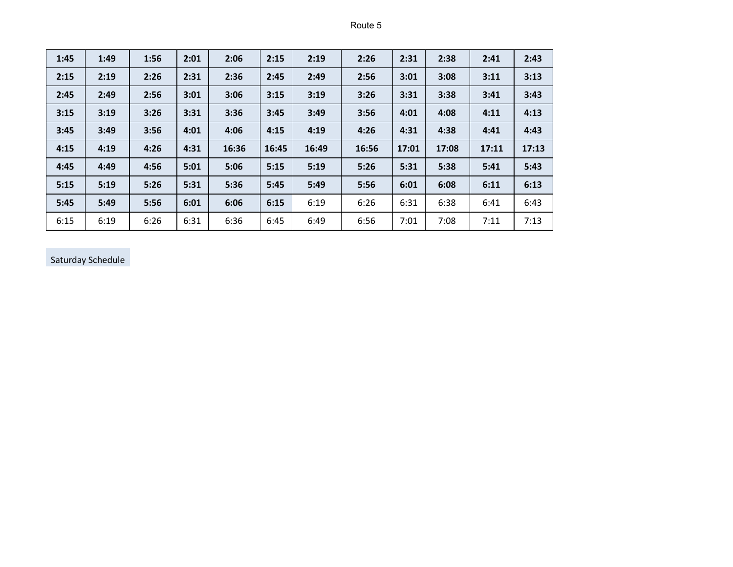Route 5

| | | | | | | | | | | | |
|---|---|---|---|---|---|---|---|---|---|---|---|
| **1:45** | **1:49** | **1:56** | **2:01** | **2:06** | **2:15** | **2:19** | **2:26** | **2:31** | **2:38** | **2:41** | **2:43** |
| **2:15** | **2:19** | **2:26** | **2:31** | **2:36** | **2:45** | **2:49** | **2:56** | **3:01** | **3:08** | **3:11** | **3:13** |
| **2:45** | **2:49** | **2:56** | **3:01** | **3:06** | **3:15** | **3:19** | **3:26** | **3:31** | **3:38** | **3:41** | **3:43** |
| **3:15** | **3:19** | **3:26** | **3:31** | **3:36** | **3:45** | **3:49** | **3:56** | **4:01** | **4:08** | **4:11** | **4:13** |
| **3:45** | **3:49** | **3:56** | **4:01** | **4:06** | **4:15** | **4:19** | **4:26** | **4:31** | **4:38** | **4:41** | **4:43** |
| **4:15** | **4:19** | **4:26** | **4:31** | **16:36** | **16:45** | **16:49** | **16:56** | **17:01** | **17:08** | **17:11** | **17:13** |
| **4:45** | **4:49** | **4:56** | **5:01** | **5:06** | **5:15** | **5:19** | **5:26** | **5:31** | **5:38** | **5:41** | **5:43** |
| **5:15** | **5:19** | **5:26** | **5:31** | **5:36** | **5:45** | **5:49** | **5:56** | **6:01** | **6:08** | **6:11** | **6:13** |
| **5:45** | **5:49** | **5:56** | **6:01** | **6:06** | **6:15** | 6:19 | 6:26 | 6:31 | 6:38 | 6:41 | 6:43 |
| 6:15 | 6:19 | 6:26 | 6:31 | 6:36 | 6:45 | 6:49 | 6:56 | 7:01 | 7:08 | 7:11 | 7:13 |

Saturday Schedule